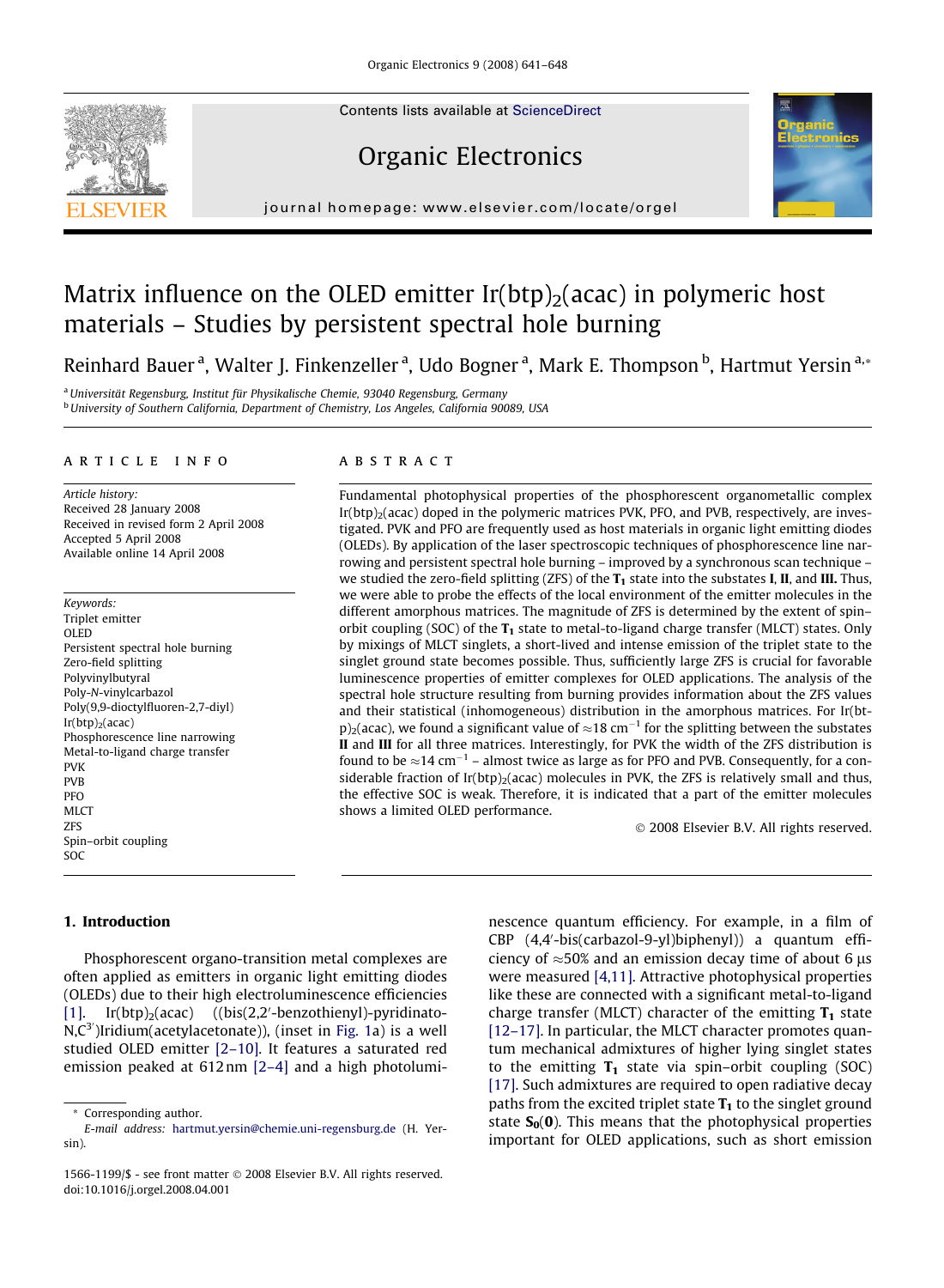# Matrix influence on the OLED emitter Ir(btp)$_2$(acac) in polymeric host materials – Studies by persistent spectral hole burning

Reinhard Bauer [a], Walter J. Finkenzeller [a], Udo Bogner [a], Mark E. Thompson [b], Hartmut Yersin [a,*]

[a] Universität Regensburg, Institut für Physikalische Chemie, 93040 Regensburg, Germany
[b] University of Southern California, Department of Chemistry, Los Angeles, California 90089, USA

## ARTICLE INFO

*Article history:*
Received 28 January 2008
Received in revised form 2 April 2008
Accepted 5 April 2008
Available online 14 April 2008

*Keywords:*
Triplet emitter
OLED
Persistent spectral hole burning
Zero-field splitting
Polyvinylbutyral
Poly-N-vinylcarbazol
Poly(9,9-dioctylfluoren-2,7-diyl)
Ir(btp)$_2$(acac)
Phosphorescence line narrowing
Metal-to-ligand charge transfer
PVK
PVB
PFO
MLCT
ZFS
Spin–orbit coupling
SOC

## ABSTRACT

Fundamental photophysical properties of the phosphorescent organometallic complex Ir(btp)$_2$(acac) doped in the polymeric matrices PVK, PFO, and PVB, respectively, are investigated. PVK and PFO are frequently used as host materials in organic light emitting diodes (OLEDs). By application of the laser spectroscopic techniques of phosphorescence line narrowing and persistent spectral hole burning – improved by a synchronous scan technique – we studied the zero-field splitting (ZFS) of the $\mathbf{T_1}$ state into the substates **I**, **II**, and **III**. Thus, we were able to probe the effects of the local environment of the emitter molecules in the different amorphous matrices. The magnitude of ZFS is determined by the extent of spin–orbit coupling (SOC) of the $\mathbf{T_1}$ state to metal-to-ligand charge transfer (MLCT) states. Only by mixings of MLCT singlets, a short-lived and intense emission of the triplet state to the singlet ground state becomes possible. Thus, sufficiently large ZFS is crucial for favorable luminescence properties of emitter complexes for OLED applications. The analysis of the spectral hole structure resulting from burning provides information about the ZFS values and their statistical (inhomogeneous) distribution in the amorphous matrices. For Ir(btp)$_2$(acac), we found a significant value of $\approx$18 cm$^{-1}$ for the splitting between the substates **II** and **III** for all three matrices. Interestingly, for PVK the width of the ZFS distribution is found to be $\approx$14 cm$^{-1}$ – almost twice as large as for PFO and PVB. Consequently, for a considerable fraction of Ir(btp)$_2$(acac) molecules in PVK, the ZFS is relatively small and thus, the effective SOC is weak. Therefore, it is indicated that a part of the emitter molecules shows a limited OLED performance.

© 2008 Elsevier B.V. All rights reserved.

## 1. Introduction

Phosphorescent organo-transition metal complexes are often applied as emitters in organic light emitting diodes (OLEDs) due to their high electroluminescence efficiencies [1]. Ir(btp)$_2$(acac) ((bis(2,2′-benzothienyl)-pyridinato-N,C$^{3'}$)Iridium(acetylacetonate)), (inset in Fig. 1a) is a well studied OLED emitter [2–10]. It features a saturated red emission peaked at 612 nm [2–4] and a high photoluminescence quantum efficiency. For example, in a film of CBP (4,4′-bis(carbazol-9-yl)biphenyl)) a quantum efficiency of $\approx$50% and an emission decay time of about 6 µs were measured [4,11]. Attractive photophysical properties like these are connected with a significant metal-to-ligand charge transfer (MLCT) character of the emitting $\mathbf{T_1}$ state [12–17]. In particular, the MLCT character promotes quantum mechanical admixtures of higher lying singlet states to the emitting $\mathbf{T_1}$ state via spin–orbit coupling (SOC) [17]. Such admixtures are required to open radiative decay paths from the excited triplet state $\mathbf{T_1}$ to the singlet ground state $\mathbf{S_0(0)}$. This means that the photophysical properties important for OLED applications, such as short emission

* Corresponding author.
E-mail address: hartmut.yersin@chemie.uni-regensburg.de (H. Yersin).

1566-1199/$ - see front matter © 2008 Elsevier B.V. All rights reserved.
doi:10.1016/j.orgel.2008.04.001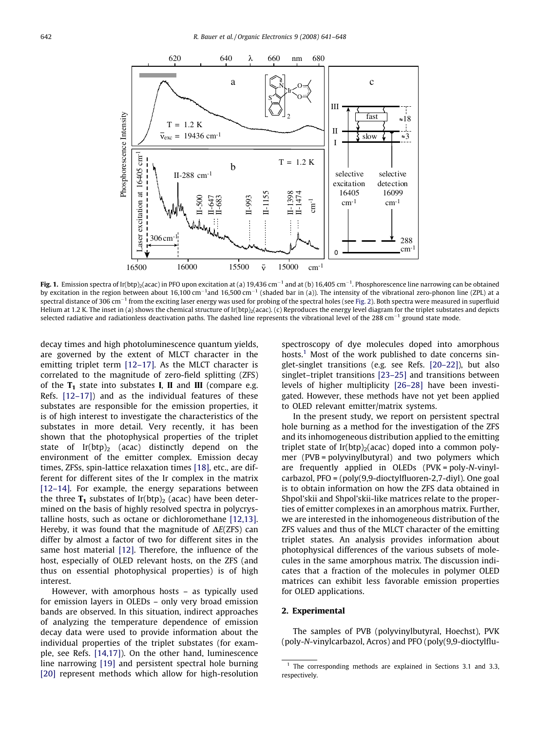620 640 λ 660 nm 680

a

T = 1.2 K

$\bar{\nu}_{exc}$ = 19436 cm$^{-1}$

Phosphorescence Intensity

Laser excitation at 16405 cm$^{-1}$

b

T = 1.2 K

II-288 cm$^{-1}$

II-500 II-647 II-683 II-993 II-1155 II-1398 II-1474 cm$^{-1}$

306 cm$^{-1}$

16500 16000 15500 $\bar{\nu}$ 15000 cm$^{-1}$

c

III

fast

≈18

II

slow

≈3

I

selective excitation 16405 cm$^{-1}$

selective detection 16099 cm$^{-1}$

288 cm$^{-1}$

0

**Fig. 1.** Emission spectra of Ir(btp)$_2$(acac) in PFO upon excitation at (a) 19,436 cm$^{-1}$ and at (b) 16,405 cm$^{-1}$. Phosphorescence line narrowing can be obtained by excitation in the region between about 16,100 cm$^{-1}$and 16,500 cm$^{-1}$ (shaded bar in (a)). The intensity of the vibrational zero-phonon line (ZPL) at a spectral distance of 306 cm$^{-1}$ from the exciting laser energy was used for probing of the spectral holes (see Fig. 2). Both spectra were measured in superfluid Helium at 1.2 K. The inset in (a) shows the chemical structure of Ir(btp)$_2$(acac). (c) Reproduces the energy level diagram for the triplet substates and depicts selected radiative and radiationless deactivation paths. The dashed line represents the vibrational level of the 288 cm$^{-1}$ ground state mode.

decay times and high photoluminescence quantum yields, are governed by the extent of MLCT character in the emitting triplet term [12–17]. As the MLCT character is correlated to the magnitude of zero-field splitting (ZFS) of the $\mathbf{T_1}$ state into substates **I**, **II** and **III** (compare e.g. Refs. [12–17]) and as the individual features of these substates are responsible for the emission properties, it is of high interest to investigate the characteristics of the substates in more detail. Very recently, it has been shown that the photophysical properties of the triplet state of Ir(btp)$_2$ (acac) distinctly depend on the environment of the emitter complex. Emission decay times, ZFSs, spin-lattice relaxation times [18], etc., are different for different sites of the Ir complex in the matrix [12–14]. For example, the energy separations between the three $\mathbf{T_1}$ substates of Ir(btp)$_2$ (acac) have been determined on the basis of highly resolved spectra in polycrystalline hosts, such as octane or dichloromethane [12,13]. Hereby, it was found that the magnitude of $\Delta E$(ZFS) can differ by almost a factor of two for different sites in the same host material [12]. Therefore, the influence of the host, especially of OLED relevant hosts, on the ZFS (and thus on essential photophysical properties) is of high interest.

However, with amorphous hosts – as typically used for emission layers in OLEDs – only very broad emission bands are observed. In this situation, indirect approaches of analyzing the temperature dependence of emission decay data were used to provide information about the individual properties of the triplet substates (for example, see Refs. [14,17]). On the other hand, luminescence line narrowing [19] and persistent spectral hole burning [20] represent methods which allow for high-resolution spectroscopy of dye molecules doped into amorphous hosts.[1] Most of the work published to date concerns singlet-singlet transitions (e.g. see Refs. [20–22]), but also singlet–triplet transitions [23–25] and transitions between levels of higher multiplicity [26–28] have been investigated. However, these methods have not yet been applied to OLED relevant emitter/matrix systems.

In the present study, we report on persistent spectral hole burning as a method for the investigation of the ZFS and its inhomogeneous distribution applied to the emitting triplet state of Ir(btp)$_2$(acac) doped into a common polymer (PVB = polyvinylbutyral) and two polymers which are frequently applied in OLEDs (PVK = poly-*N*-vinylcarbazol, PFO = (poly(9,9-dioctylfluoren-2,7-diyl). One goal is to obtain information on how the ZFS data obtained in Shpol'skii and Shpol'skii-like matrices relate to the properties of emitter complexes in an amorphous matrix. Further, we are interested in the inhomogeneous distribution of the ZFS values and thus of the MLCT character of the emitting triplet states. An analysis provides information about photophysical differences of the various subsets of molecules in the same amorphous matrix. The discussion indicates that a fraction of the molecules in polymer OLED matrices can exhibit less favorable emission properties for OLED applications.

## 2. Experimental

The samples of PVB (polyvinylbutyral, Hoechst), PVK (poly-*N*-vinylcarbazol, Acros) and PFO (poly(9,9-dioctylflu-

[1] The corresponding methods are explained in Sections 3.1 and 3.3, respectively.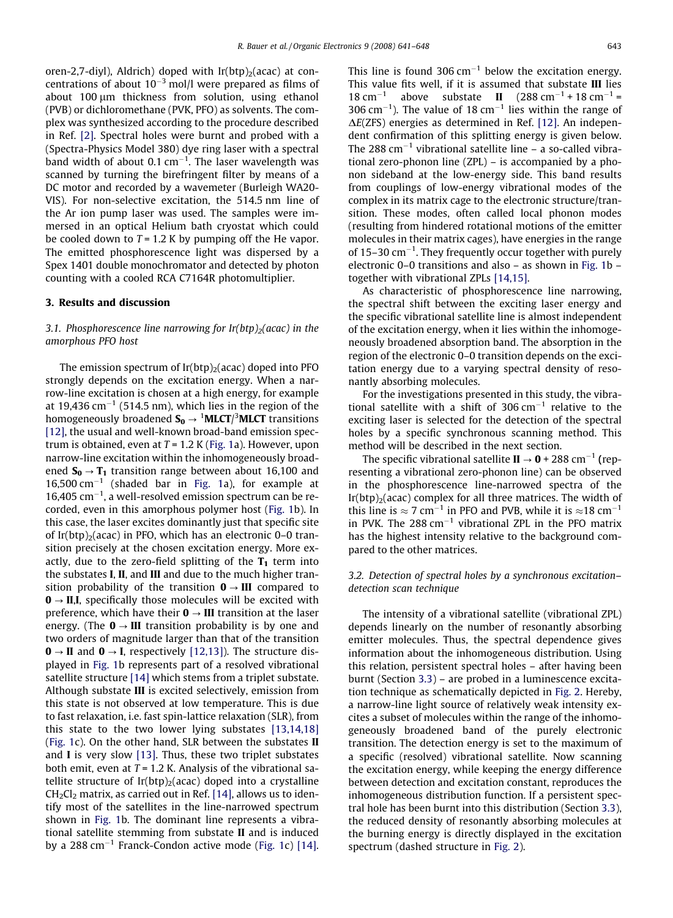oren-2,7-diyl), Aldrich) doped with $Ir(btp)_2(acac)$ at concentrations of about $10^{-3}$ mol/l were prepared as films of about 100 μm thickness from solution, using ethanol (PVB) or dichloromethane (PVK, PFO) as solvents. The complex was synthesized according to the procedure described in Ref. [2]. Spectral holes were burnt and probed with a (Spectra-Physics Model 380) dye ring laser with a spectral band width of about 0.1 $cm^{-1}$. The laser wavelength was scanned by turning the birefringent filter by means of a DC motor and recorded by a wavemeter (Burleigh WA20-VIS). For non-selective excitation, the 514.5 nm line of the Ar ion pump laser was used. The samples were immersed in an optical Helium bath cryostat which could be cooled down to $T = 1.2$ K by pumping off the He vapor. The emitted phosphorescence light was dispersed by a Spex 1401 double monochromator and detected by photon counting with a cooled RCA C7164R photomultiplier.

## 3. Results and discussion

### 3.1. Phosphorescence line narrowing for $Ir(btp)_2(acac)$ in the amorphous PFO host

The emission spectrum of $Ir(btp)_2(acac)$ doped into PFO strongly depends on the excitation energy. When a narrow-line excitation is chosen at a high energy, for example at 19,436 $cm^{-1}$ (514.5 nm), which lies in the region of the homogeneously broadened $\mathbf{S_0} \rightarrow {}^1\mathbf{MLCT}/{}^3\mathbf{MLCT}$ transitions [12], the usual and well-known broad-band emission spectrum is obtained, even at $T = 1.2$ K (Fig. 1a). However, upon narrow-line excitation within the inhomogeneously broadened $\mathbf{S_0} \rightarrow \mathbf{T_1}$ transition range between about 16,100 and 16,500 $cm^{-1}$ (shaded bar in Fig. 1a), for example at 16,405 $cm^{-1}$, a well-resolved emission spectrum can be recorded, even in this amorphous polymer host (Fig. 1b). In this case, the laser excites dominantly just that specific site of $Ir(btp)_2(acac)$ in PFO, which has an electronic 0–0 transition precisely at the chosen excitation energy. More exactly, due to the zero-field splitting of the $\mathbf{T_1}$ term into the substates **I**, **II**, and **III** and due to the much higher transition probability of the transition $\mathbf{0} \rightarrow \mathbf{III}$ compared to $\mathbf{0} \rightarrow \mathbf{II,I}$, specifically those molecules will be excited with preference, which have their $\mathbf{0} \rightarrow \mathbf{III}$ transition at the laser energy. (The $\mathbf{0} \rightarrow \mathbf{III}$ transition probability is by one and two orders of magnitude larger than that of the transition $\mathbf{0} \rightarrow \mathbf{II}$ and $\mathbf{0} \rightarrow \mathbf{I}$, respectively [12,13]). The structure displayed in Fig. 1b represents part of a resolved vibrational satellite structure [14] which stems from a triplet substate. Although substate **III** is excited selectively, emission from this state is not observed at low temperature. This is due to fast relaxation, i.e. fast spin-lattice relaxation (SLR), from this state to the two lower lying substates [13,14,18] (Fig. 1c). On the other hand, SLR between the substates **II** and **I** is very slow [13]. Thus, these two triplet substates both emit, even at $T = 1.2$ K. Analysis of the vibrational satellite structure of $Ir(btp)_2(acac)$ doped into a crystalline $CH_2Cl_2$ matrix, as carried out in Ref. [14], allows us to identify most of the satellites in the line-narrowed spectrum shown in Fig. 1b. The dominant line represents a vibrational satellite stemming from substate **II** and is induced by a 288 $cm^{-1}$ Franck-Condon active mode (Fig. 1c) [14]. This line is found 306 $cm^{-1}$ below the excitation energy. This value fits well, if it is assumed that substate **III** lies 18 $cm^{-1}$ above substate **II** (288 $cm^{-1}$ + 18 $cm^{-1}$ = 306 $cm^{-1}$). The value of 18 $cm^{-1}$ lies within the range of $\Delta E$(ZFS) energies as determined in Ref. [12]. An independent confirmation of this splitting energy is given below. The 288 $cm^{-1}$ vibrational satellite line – a so-called vibrational zero-phonon line (ZPL) – is accompanied by a phonon sideband at the low-energy side. This band results from couplings of low-energy vibrational modes of the complex in its matrix cage to the electronic structure/transition. These modes, often called local phonon modes (resulting from hindered rotational motions of the emitter molecules in their matrix cages), have energies in the range of 15–30 $cm^{-1}$. They frequently occur together with purely electronic 0–0 transitions and also – as shown in Fig. 1b – together with vibrational ZPLs [14,15].

As characteristic of phosphorescence line narrowing, the spectral shift between the exciting laser energy and the specific vibrational satellite line is almost independent of the excitation energy, when it lies within the inhomogeneously broadened absorption band. The absorption in the region of the electronic 0–0 transition depends on the excitation energy due to a varying spectral density of resonantly absorbing molecules.

For the investigations presented in this study, the vibrational satellite with a shift of 306 $cm^{-1}$ relative to the exciting laser is selected for the detection of the spectral holes by a specific synchronous scanning method. This method will be described in the next section.

The specific vibrational satellite $\mathbf{II} \rightarrow \mathbf{0}$ + 288 $cm^{-1}$ (representing a vibrational zero-phonon line) can be observed in the phosphorescence line-narrowed spectra of the $Ir(btp)_2(acac)$ complex for all three matrices. The width of this line is ≈ 7 $cm^{-1}$ in PFO and PVB, while it is ≈18 $cm^{-1}$ in PVK. The 288 $cm^{-1}$ vibrational ZPL in the PFO matrix has the highest intensity relative to the background compared to the other matrices.

### 3.2. Detection of spectral holes by a synchronous excitation–detection scan technique

The intensity of a vibrational satellite (vibrational ZPL) depends linearly on the number of resonantly absorbing emitter molecules. Thus, the spectral dependence gives information about the inhomogeneous distribution. Using this relation, persistent spectral holes – after having been burnt (Section 3.3) – are probed in a luminescence excitation technique as schematically depicted in Fig. 2. Hereby, a narrow-line light source of relatively weak intensity excites a subset of molecules within the range of the inhomogeneously broadened band of the purely electronic transition. The detection energy is set to the maximum of a specific (resolved) vibrational satellite. Now scanning the excitation energy, while keeping the energy difference between detection and excitation constant, reproduces the inhomogeneous distribution function. If a persistent spectral hole has been burnt into this distribution (Section 3.3), the reduced density of resonantly absorbing molecules at the burning energy is directly displayed in the excitation spectrum (dashed structure in Fig. 2).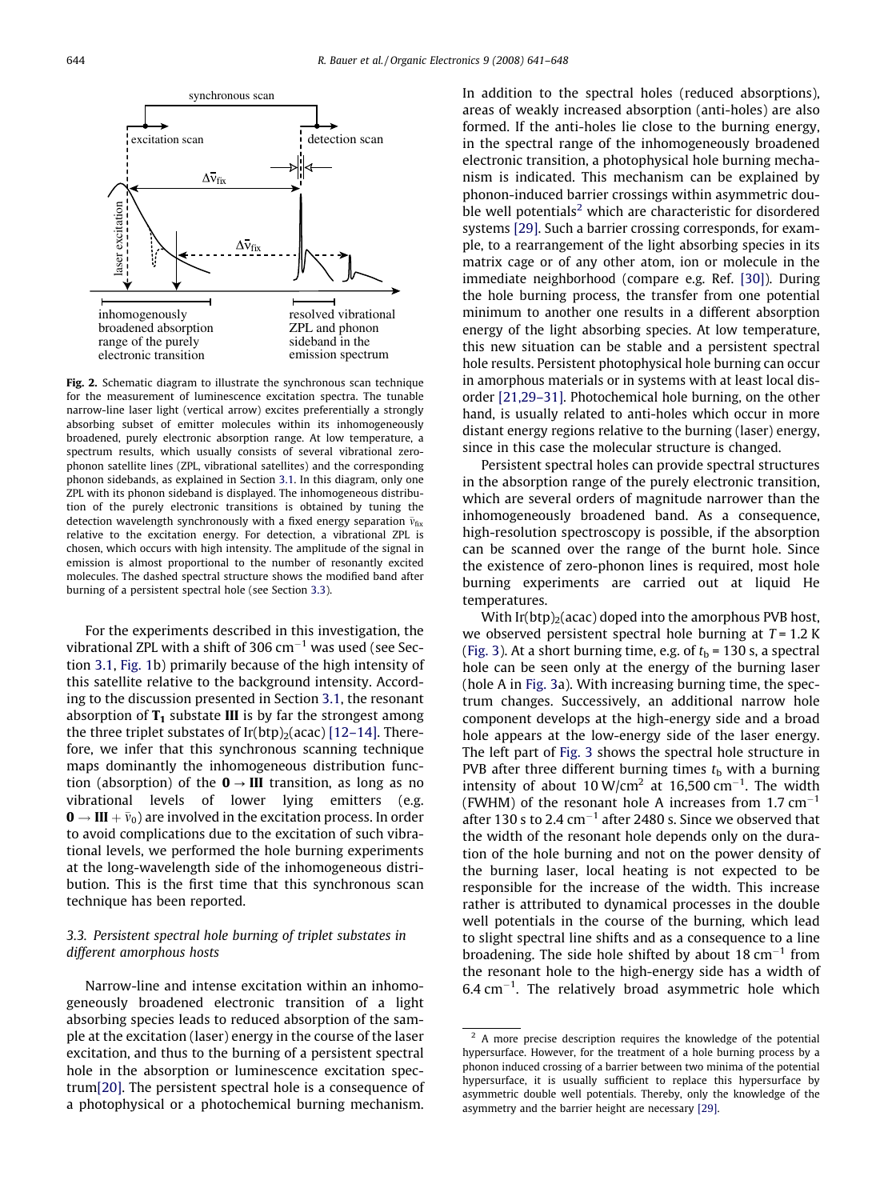synchronous scan

excitation scan

detection scan

$\Delta\bar{\nu}_{fix}$

laser excitation

$\Delta\bar{\nu}_{fix}$

inhomogenously broadened absorption range of the purely electronic transition

resolved vibrational ZPL and phonon sideband in the emission spectrum

**Fig. 2.** Schematic diagram to illustrate the synchronous scan technique for the measurement of luminescence excitation spectra. The tunable narrow-line laser light (vertical arrow) excites preferentially a strongly absorbing subset of emitter molecules within its inhomogeneously broadened, purely electronic absorption range. At low temperature, a spectrum results, which usually consists of several vibrational zero-phonon satellite lines (ZPL, vibrational satellites) and the corresponding phonon sidebands, as explained in Section 3.1. In this diagram, only one ZPL with its phonon sideband is displayed. The inhomogeneous distribution of the purely electronic transitions is obtained by tuning the detection wavelength synchronously with a fixed energy separation $\bar{\nu}_{fix}$ relative to the excitation energy. For detection, a vibrational ZPL is chosen, which occurs with high intensity. The amplitude of the signal in emission is almost proportional to the number of resonantly excited molecules. The dashed spectral structure shows the modified band after burning of a persistent spectral hole (see Section 3.3).

For the experiments described in this investigation, the vibrational ZPL with a shift of 306 $cm^{-1}$ was used (see Section 3.1, Fig. 1b) primarily because of the high intensity of this satellite relative to the background intensity. According to the discussion presented in Section 3.1, the resonant absorption of $\mathbf{T_1}$ substate **III** is by far the strongest among the three triplet substates of $Ir(btp)_2(acac)$ [12–14]. Therefore, we infer that this synchronous scanning technique maps dominantly the inhomogeneous distribution function (absorption) of the $\mathbf{0} \rightarrow \mathbf{III}$ transition, as long as no vibrational levels of lower lying emitters (e.g. $\mathbf{0} \rightarrow \mathbf{III} + \bar{\nu}_0$) are involved in the excitation process. In order to avoid complications due to the excitation of such vibrational levels, we performed the hole burning experiments at the long-wavelength side of the inhomogeneous distribution. This is the first time that this synchronous scan technique has been reported.

### 3.3. Persistent spectral hole burning of triplet substates in different amorphous hosts

Narrow-line and intense excitation within an inhomogeneously broadened electronic transition of a light absorbing species leads to reduced absorption of the sample at the excitation (laser) energy in the course of the laser excitation, and thus to the burning of a persistent spectral hole in the absorption or luminescence excitation spectrum[20]. The persistent spectral hole is a consequence of a photophysical or a photochemical burning mechanism. In addition to the spectral holes (reduced absorptions), areas of weakly increased absorption (anti-holes) are also formed. If the anti-holes lie close to the burning energy, in the spectral range of the inhomogeneously broadened electronic transition, a photophysical hole burning mechanism is indicated. This mechanism can be explained by phonon-induced barrier crossings within asymmetric double well potentials[2] which are characteristic for disordered systems [29]. Such a barrier crossing corresponds, for example, to a rearrangement of the light absorbing species in its matrix cage or of any other atom, ion or molecule in the immediate neighborhood (compare e.g. Ref. [30]). During the hole burning process, the transfer from one potential minimum to another one results in a different absorption energy of the light absorbing species. At low temperature, this new situation can be stable and a persistent spectral hole results. Persistent photophysical hole burning can occur in amorphous materials or in systems with at least local disorder [21,29–31]. Photochemical hole burning, on the other hand, is usually related to anti-holes which occur in more distant energy regions relative to the burning (laser) energy, since in this case the molecular structure is changed.

Persistent spectral holes can provide spectral structures in the absorption range of the purely electronic transition, which are several orders of magnitude narrower than the inhomogeneously broadened band. As a consequence, high-resolution spectroscopy is possible, if the absorption can be scanned over the range of the burnt hole. Since the existence of zero-phonon lines is required, most hole burning experiments are carried out at liquid He temperatures.

With $Ir(btp)_2(acac)$ doped into the amorphous PVB host, we observed persistent spectral hole burning at $T = 1.2$ K (Fig. 3). At a short burning time, e.g. of $t_b = 130$ s, a spectral hole can be seen only at the energy of the burning laser (hole A in Fig. 3a). With increasing burning time, the spectrum changes. Successively, an additional narrow hole component develops at the high-energy side and a broad hole appears at the low-energy side of the laser energy. The left part of Fig. 3 shows the spectral hole structure in PVB after three different burning times $t_b$ with a burning intensity of about 10 $W/cm^2$ at 16,500 $cm^{-1}$. The width (FWHM) of the resonant hole A increases from 1.7 $cm^{-1}$ after 130 s to 2.4 $cm^{-1}$ after 2480 s. Since we observed that the width of the resonant hole depends only on the duration of the hole burning and not on the power density of the burning laser, local heating is not expected to be responsible for the increase of the width. This increase rather is attributed to dynamical processes in the double well potentials in the course of the burning, which lead to slight spectral line shifts and as a consequence to a line broadening. The side hole shifted by about 18 $cm^{-1}$ from the resonant hole to the high-energy side has a width of 6.4 $cm^{-1}$. The relatively broad asymmetric hole which

[2] A more precise description requires the knowledge of the potential hypersurface. However, for the treatment of a hole burning process by a phonon induced crossing of a barrier between two minima of the potential hypersurface, it is usually sufficient to replace this hypersurface by asymmetric double well potentials. Thereby, only the knowledge of the asymmetry and the barrier height are necessary [29].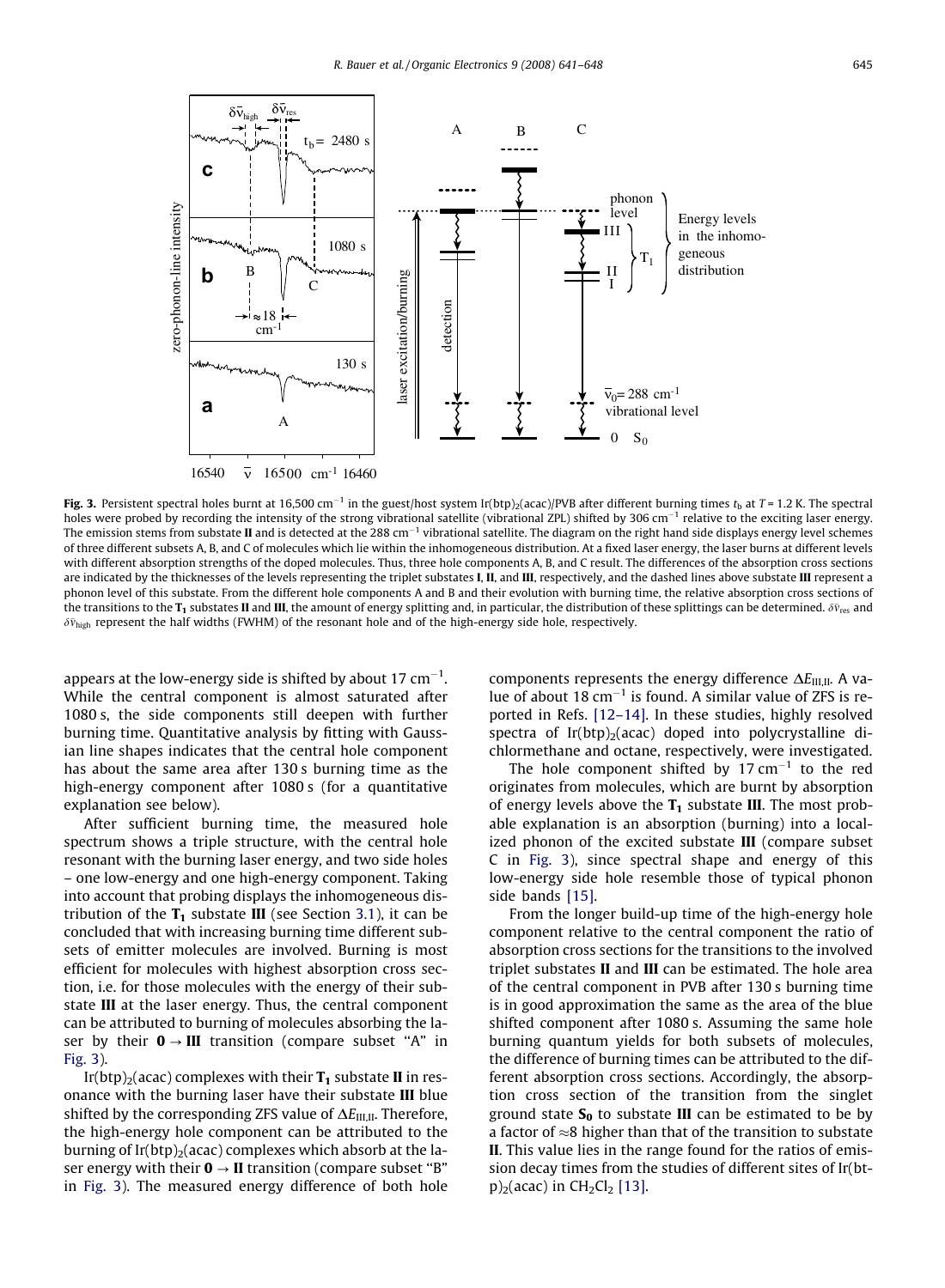δν̄high δν̄res

c

tb= 2480 s

1080 s

b

B

C

≈18 cm-1

130 s

a

A

zero-phonon-line intensity

16540 ν̄ 16500 cm-1 16460

A B C

phonon level

III

II

I

T1

Energy levels in the inhomogeneous distribution

laser excitation/burning

detection

ν̄0= 288 cm-1 vibrational level

0 S0

**Fig. 3.** Persistent spectral holes burnt at 16,500 $cm^{-1}$ in the guest/host system $Ir(btp)_2(acac)$/PVB after different burning times $t_b$ at $T = 1.2$ K. The spectral holes were probed by recording the intensity of the strong vibrational satellite (vibrational ZPL) shifted by 306 $cm^{-1}$ relative to the exciting laser energy. The emission stems from substate **II** and is detected at the 288 $cm^{-1}$ vibrational satellite. The diagram on the right hand side displays energy level schemes of three different subsets A, B, and C of molecules which lie within the inhomogeneous distribution. At a fixed laser energy, the laser burns at different levels with different absorption strengths of the doped molecules. Thus, three hole components A, B, and C result. The differences of the absorption cross sections are indicated by the thicknesses of the levels representing the triplet substates **I**, **II**, and **III**, respectively, and the dashed lines above substate **III** represent a phonon level of this substate. From the different hole components A and B and their evolution with burning time, the relative absorption cross sections of the transitions to the $T_1$ substates **II** and **III**, the amount of energy splitting and, in particular, the distribution of these splittings can be determined. $\delta\bar{\nu}_{res}$ and $\delta\bar{\nu}_{high}$ represent the half widths (FWHM) of the resonant hole and of the high-energy side hole, respectively.

appears at the low-energy side is shifted by about 17 $cm^{-1}$. While the central component is almost saturated after 1080 s, the side components still deepen with further burning time. Quantitative analysis by fitting with Gaussian line shapes indicates that the central hole component has about the same area after 130 s burning time as the high-energy component after 1080 s (for a quantitative explanation see below).

After sufficient burning time, the measured hole spectrum shows a triple structure, with the central hole resonant with the burning laser energy, and two side holes – one low-energy and one high-energy component. Taking into account that probing displays the inhomogeneous distribution of the $T_1$ substate **III** (see Section 3.1), it can be concluded that with increasing burning time different subsets of emitter molecules are involved. Burning is most efficient for molecules with highest absorption cross section, i.e. for those molecules with the energy of their substate **III** at the laser energy. Thus, the central component can be attributed to burning of molecules absorbing the laser by their $\mathbf{0} \rightarrow \mathbf{III}$ transition (compare subset "A" in Fig. 3).

$Ir(btp)_2(acac)$ complexes with their $T_1$ substate **II** in resonance with the burning laser have their substate **III** blue shifted by the corresponding ZFS value of $\Delta E_{III,II}$. Therefore, the high-energy hole component can be attributed to the burning of $Ir(btp)_2(acac)$ complexes which absorb at the laser energy with their $\mathbf{0} \rightarrow \mathbf{II}$ transition (compare subset "B" in Fig. 3). The measured energy difference of both hole components represents the energy difference $\Delta E_{III,II}$. A value of about 18 $cm^{-1}$ is found. A similar value of ZFS is reported in Refs. [12–14]. In these studies, highly resolved spectra of $Ir(btp)_2(acac)$ doped into polycrystalline dichlormethane and octane, respectively, were investigated.

The hole component shifted by 17 $cm^{-1}$ to the red originates from molecules, which are burnt by absorption of energy levels above the $T_1$ substate **III**. The most probable explanation is an absorption (burning) into a localized phonon of the excited substate **III** (compare subset C in Fig. 3), since spectral shape and energy of this low-energy side hole resemble those of typical phonon side bands [15].

From the longer build-up time of the high-energy hole component relative to the central component the ratio of absorption cross sections for the transitions to the involved triplet substates **II** and **III** can be estimated. The hole area of the central component in PVB after 130 s burning time is in good approximation the same as the area of the blue shifted component after 1080 s. Assuming the same hole burning quantum yields for both subsets of molecules, the difference of burning times can be attributed to the different absorption cross sections. Accordingly, the absorption cross section of the transition from the singlet ground state $S_0$ to substate **III** can be estimated to be by a factor of ≈8 higher than that of the transition to substate **II**. This value lies in the range found for the ratios of emission decay times from the studies of different sites of $Ir(btp)_2(acac)$ in $CH_2Cl_2$ [13].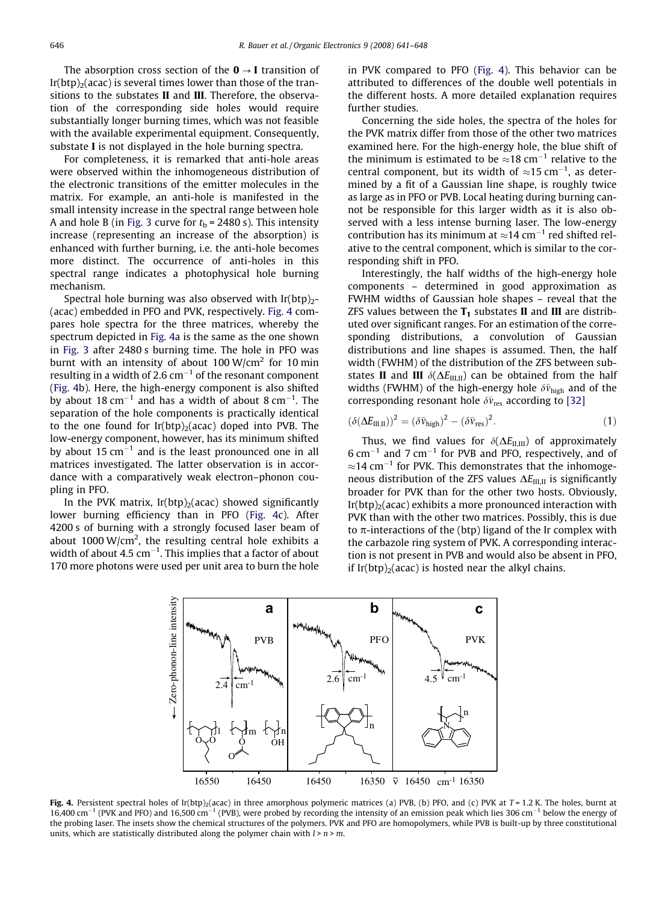The absorption cross section of the **0** → **I** transition of Ir(btp)$_2$(acac) is several times lower than those of the transitions to the substates **II** and **III**. Therefore, the observation of the corresponding side holes would require substantially longer burning times, which was not feasible with the available experimental equipment. Consequently, substate **I** is not displayed in the hole burning spectra.

For completeness, it is remarked that anti-hole areas were observed within the inhomogeneous distribution of the electronic transitions of the emitter molecules in the matrix. For example, an anti-hole is manifested in the small intensity increase in the spectral range between hole A and hole B (in Fig. 3 curve for $t_b$ = 2480 s). This intensity increase (representing an increase of the absorption) is enhanced with further burning, i.e. the anti-hole becomes more distinct. The occurrence of anti-holes in this spectral range indicates a photophysical hole burning mechanism.

Spectral hole burning was also observed with Ir(btp)$_2$(acac) embedded in PFO and PVK, respectively. Fig. 4 compares hole spectra for the three matrices, whereby the spectrum depicted in Fig. 4a is the same as the one shown in Fig. 3 after 2480 s burning time. The hole in PFO was burnt with an intensity of about 100 W/cm$^2$ for 10 min resulting in a width of 2.6 cm$^{-1}$ of the resonant component (Fig. 4b). Here, the high-energy component is also shifted by about 18 cm$^{-1}$ and has a width of about 8 cm$^{-1}$. The separation of the hole components is practically identical to the one found for Ir(btp)$_2$(acac) doped into PVB. The low-energy component, however, has its minimum shifted by about 15 cm$^{-1}$ and is the least pronounced one in all matrices investigated. The latter observation is in accordance with a comparatively weak electron–phonon coupling in PFO.

In the PVK matrix, Ir(btp)$_2$(acac) showed significantly lower burning efficiency than in PFO (Fig. 4c). After 4200 s of burning with a strongly focused laser beam of about 1000 W/cm$^2$, the resulting central hole exhibits a width of about 4.5 cm$^{-1}$. This implies that a factor of about 170 more photons were used per unit area to burn the hole in PVK compared to PFO (Fig. 4). This behavior can be attributed to differences of the double well potentials in the different hosts. A more detailed explanation requires further studies.

Concerning the side holes, the spectra of the holes for the PVK matrix differ from those of the other two matrices examined here. For the high-energy hole, the blue shift of the minimum is estimated to be ≈18 cm$^{-1}$ relative to the central component, but its width of ≈15 cm$^{-1}$, as determined by a fit of a Gaussian line shape, is roughly twice as large as in PFO or PVB. Local heating during burning cannot be responsible for this larger width as it is also observed with a less intense burning laser. The low-energy contribution has its minimum at ≈14 cm$^{-1}$ red shifted relative to the central component, which is similar to the corresponding shift in PFO.

Interestingly, the half widths of the high-energy hole components – determined in good approximation as FWHM widths of Gaussian hole shapes – reveal that the ZFS values between the **T$_1$** substates **II** and **III** are distributed over significant ranges. For an estimation of the corresponding distributions, a convolution of Gaussian distributions and line shapes is assumed. Then, the half width (FWHM) of the distribution of the ZFS between substates **II** and **III** $\delta(\Delta E_{\mathrm{III,II}})$ can be obtained from the half widths (FWHM) of the high-energy hole $\delta\bar{\nu}_{\mathrm{high}}$ and of the corresponding resonant hole $\delta\bar{\nu}_{\mathrm{res}}$ according to [32]

$$(\delta(\Delta E_{\mathrm{III,II}}))^2 = (\delta\bar{\nu}_{\mathrm{high}})^2 - (\delta\bar{\nu}_{\mathrm{res}})^2. \quad (1)$$

Thus, we find values for $\delta(\Delta E_{\mathrm{II,III}})$ of approximately 6 cm$^{-1}$ and 7 cm$^{-1}$ for PVB and PFO, respectively, and of ≈14 cm$^{-1}$ for PVK. This demonstrates that the inhomogeneous distribution of the ZFS values $\Delta E_{\mathrm{III,II}}$ is significantly broader for PVK than for the other two hosts. Obviously, Ir(btp)$_2$(acac) exhibits a more pronounced interaction with PVK than with the other two matrices. Possibly, this is due to π-interactions of the (btp) ligand of the Ir complex with the carbazole ring system of PVK. A corresponding interaction is not present in PVB and would also be absent in PFO, if Ir(btp)$_2$(acac) is hosted near the alkyl chains.

← Zero-phonon-line intensity

a PVB 2.4 cm$^{-1}$

b PFO 2.6 cm$^{-1}$

c PVK 4.5 cm$^{-1}$

16550 16450 16450 16350 $\bar{\nu}$ 16450 cm$^{-1}$ 16350

**Fig. 4.** Persistent spectral holes of Ir(btp)$_2$(acac) in three amorphous polymeric matrices (a) PVB, (b) PFO, and (c) PVK at $T$ = 1.2 K. The holes, burnt at 16,400 cm$^{-1}$ (PVK and PFO) and 16,500 cm$^{-1}$ (PVB), were probed by recording the intensity of an emission peak which lies 306 cm$^{-1}$ below the energy of the probing laser. The insets show the chemical structures of the polymers. PVK and PFO are homopolymers, while PVB is built-up by three constitutional units, which are statistically distributed along the polymer chain with $l > n > m$.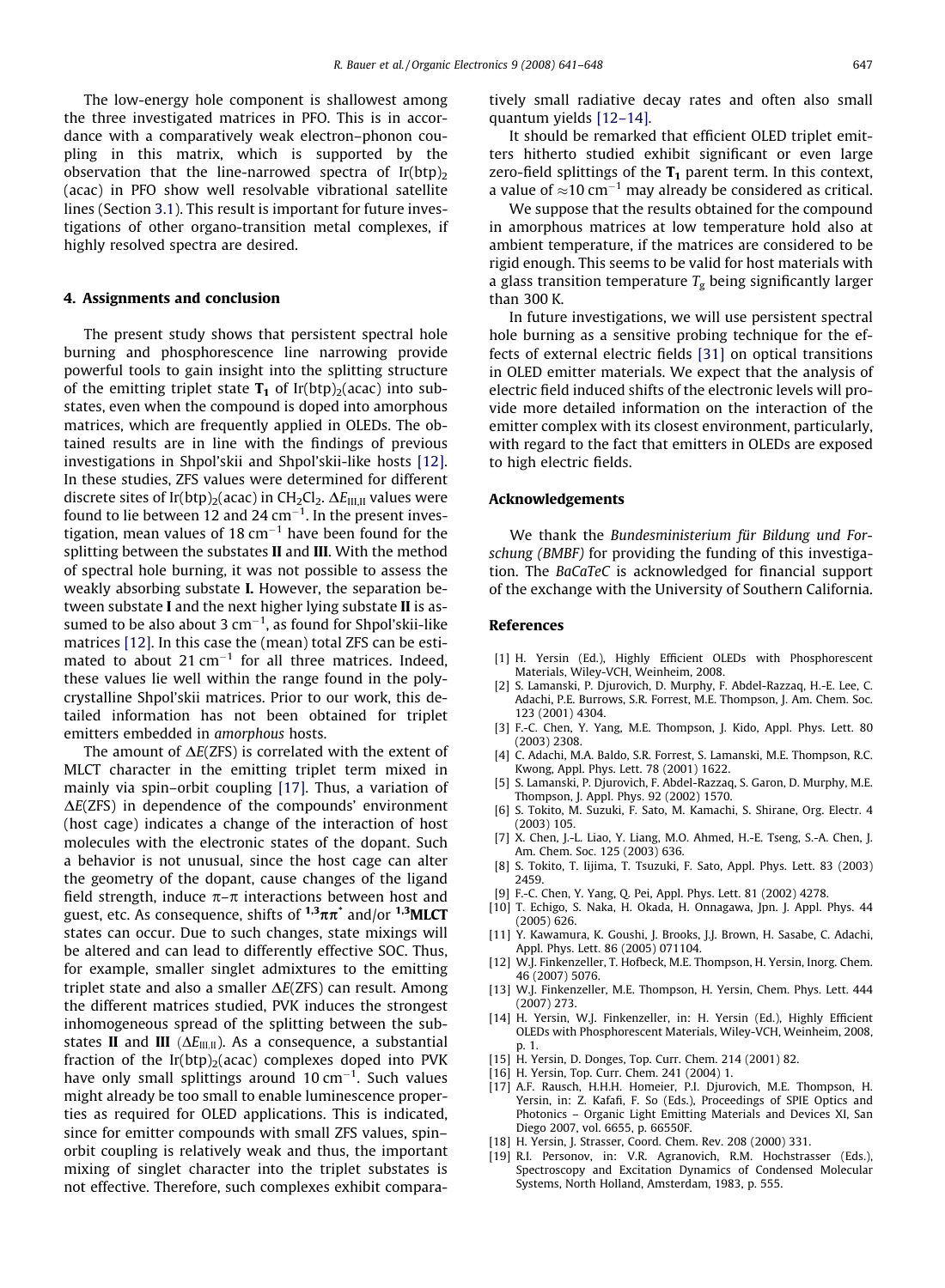The low-energy hole component is shallowest among the three investigated matrices in PFO. This is in accordance with a comparatively weak electron–phonon coupling in this matrix, which is supported by the observation that the line-narrowed spectra of $Ir(btp)_2$ (acac) in PFO show well resolvable vibrational satellite lines (Section 3.1). This result is important for future investigations of other organo-transition metal complexes, if highly resolved spectra are desired.

## 4. Assignments and conclusion

The present study shows that persistent spectral hole burning and phosphorescence line narrowing provide powerful tools to gain insight into the splitting structure of the emitting triplet state $\mathbf{T_1}$ of $Ir(btp)_2$(acac) into substates, even when the compound is doped into amorphous matrices, which are frequently applied in OLEDs. The obtained results are in line with the findings of previous investigations in Shpol'skii and Shpol'skii-like hosts [12]. In these studies, ZFS values were determined for different discrete sites of $Ir(btp)_2$(acac) in $CH_2Cl_2$. $\Delta E_{III,II}$ values were found to lie between 12 and 24 $cm^{-1}$. In the present investigation, mean values of 18 $cm^{-1}$ have been found for the splitting between the substates **II** and **III**. With the method of spectral hole burning, it was not possible to assess the weakly absorbing substate **I**. However, the separation between substate **I** and the next higher lying substate **II** is assumed to be also about 3 $cm^{-1}$, as found for Shpol'skii-like matrices [12]. In this case the (mean) total ZFS can be estimated to about 21 $cm^{-1}$ for all three matrices. Indeed, these values lie well within the range found in the polycrystalline Shpol'skii matrices. Prior to our work, this detailed information has not been obtained for triplet emitters embedded in *amorphous* hosts.

The amount of $\Delta E$(ZFS) is correlated with the extent of MLCT character in the emitting triplet term mixed in mainly via spin–orbit coupling [17]. Thus, a variation of $\Delta E$(ZFS) in dependence of the compounds' environment (host cage) indicates a change of the interaction of host molecules with the electronic states of the dopant. Such a behavior is not unusual, since the host cage can alter the geometry of the dopant, cause changes of the ligand field strength, induce $\pi$–$\pi$ interactions between host and guest, etc. As consequence, shifts of $^{1,3}\pi\pi^*$ and/or $^{1,3}$**MLCT** states can occur. Due to such changes, state mixings will be altered and can lead to differently effective SOC. Thus, for example, smaller singlet admixtures to the emitting triplet state and also a smaller $\Delta E$(ZFS) can result. Among the different matrices studied, PVK induces the strongest inhomogeneous spread of the splitting between the substates **II** and **III** ($\Delta E_{III,II}$). As a consequence, a substantial fraction of the $Ir(btp)_2$(acac) complexes doped into PVK have only small splittings around 10 $cm^{-1}$. Such values might already be too small to enable luminescence properties as required for OLED applications. This is indicated, since for emitter compounds with small ZFS values, spin–orbit coupling is relatively weak and thus, the important mixing of singlet character into the triplet substates is not effective. Therefore, such complexes exhibit comparatively small radiative decay rates and often also small quantum yields [12–14].

It should be remarked that efficient OLED triplet emitters hitherto studied exhibit significant or even large zero-field splittings of the $\mathbf{T_1}$ parent term. In this context, a value of $\approx$10 $cm^{-1}$ may already be considered as critical.

We suppose that the results obtained for the compound in amorphous matrices at low temperature hold also at ambient temperature, if the matrices are considered to be rigid enough. This seems to be valid for host materials with a glass transition temperature $T_g$ being significantly larger than 300 K.

In future investigations, we will use persistent spectral hole burning as a sensitive probing technique for the effects of external electric fields [31] on optical transitions in OLED emitter materials. We expect that the analysis of electric field induced shifts of the electronic levels will provide more detailed information on the interaction of the emitter complex with its closest environment, particularly, with regard to the fact that emitters in OLEDs are exposed to high electric fields.

## Acknowledgements

We thank the *Bundesministerium für Bildung und Forschung (BMBF)* for providing the funding of this investigation. The *BaCaTeC* is acknowledged for financial support of the exchange with the University of Southern California.

## References

[1] H. Yersin (Ed.), Highly Efficient OLEDs with Phosphorescent Materials, Wiley-VCH, Weinheim, 2008.
[2] S. Lamanski, P. Djurovich, D. Murphy, F. Abdel-Razzaq, H.-E. Lee, C. Adachi, P.E. Burrows, S.R. Forrest, M.E. Thompson, J. Am. Chem. Soc. 123 (2001) 4304.
[3] F.-C. Chen, Y. Yang, M.E. Thompson, J. Kido, Appl. Phys. Lett. 80 (2003) 2308.
[4] C. Adachi, M.A. Baldo, S.R. Forrest, S. Lamanski, M.E. Thompson, R.C. Kwong, Appl. Phys. Lett. 78 (2001) 1622.
[5] S. Lamanski, P. Djurovich, F. Abdel-Razzaq, S. Garon, D. Murphy, M.E. Thompson, J. Appl. Phys. 92 (2002) 1570.
[6] S. Tokito, M. Suzuki, F. Sato, M. Kamachi, S. Shirane, Org. Electr. 4 (2003) 105.
[7] X. Chen, J.-L. Liao, Y. Liang, M.O. Ahmed, H.-E. Tseng, S.-A. Chen, J. Am. Chem. Soc. 125 (2003) 636.
[8] S. Tokito, T. Iijima, T. Tsuzuki, F. Sato, Appl. Phys. Lett. 83 (2003) 2459.
[9] F.-C. Chen, Y. Yang, Q. Pei, Appl. Phys. Lett. 81 (2002) 4278.
[10] T. Echigo, S. Naka, H. Okada, H. Onnagawa, Jpn. J. Appl. Phys. 44 (2005) 626.
[11] Y. Kawamura, K. Goushi, J. Brooks, J.J. Brown, H. Sasabe, C. Adachi, Appl. Phys. Lett. 86 (2005) 071104.
[12] W.J. Finkenzeller, T. Hofbeck, M.E. Thompson, H. Yersin, Inorg. Chem. 46 (2007) 5076.
[13] W.J. Finkenzeller, M.E. Thompson, H. Yersin, Chem. Phys. Lett. 444 (2007) 273.
[14] H. Yersin, W.J. Finkenzeller, in: H. Yersin (Ed.), Highly Efficient OLEDs with Phosphorescent Materials, Wiley-VCH, Weinheim, 2008, p. 1.
[15] H. Yersin, D. Donges, Top. Curr. Chem. 214 (2001) 82.
[16] H. Yersin, Top. Curr. Chem. 241 (2004) 1.
[17] A.F. Rausch, H.H.H. Homeier, P.I. Djurovich, M.E. Thompson, H. Yersin, in: Z. Kafafi, F. So (Eds.), Proceedings of SPIE Optics and Photonics – Organic Light Emitting Materials and Devices XI, San Diego 2007, vol. 6655, p. 66550F.
[18] H. Yersin, J. Strasser, Coord. Chem. Rev. 208 (2000) 331.
[19] R.I. Personov, in: V.R. Agranovich, R.M. Hochstrasser (Eds.), Spectroscopy and Excitation Dynamics of Condensed Molecular Systems, North Holland, Amsterdam, 1983, p. 555.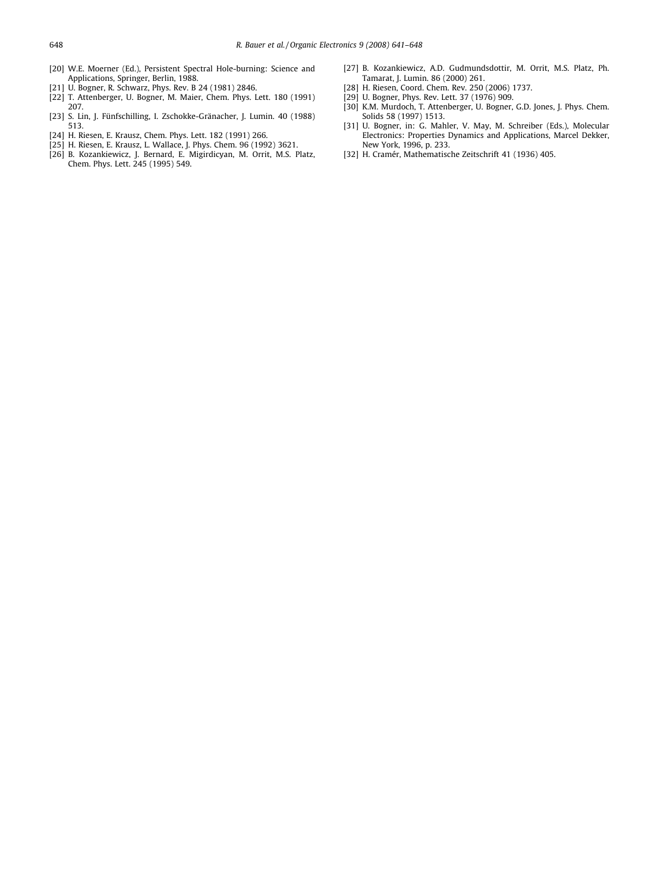[20] W.E. Moerner (Ed.), Persistent Spectral Hole-burning: Science and Applications, Springer, Berlin, 1988.
[21] U. Bogner, R. Schwarz, Phys. Rev. B 24 (1981) 2846.
[22] T. Attenberger, U. Bogner, M. Maier, Chem. Phys. Lett. 180 (1991) 207.
[23] S. Lin, J. Fünfschilling, I. Zschokke-Gränacher, J. Lumin. 40 (1988) 513.
[24] H. Riesen, E. Krausz, Chem. Phys. Lett. 182 (1991) 266.
[25] H. Riesen, E. Krausz, L. Wallace, J. Phys. Chem. 96 (1992) 3621.
[26] B. Kozankiewicz, J. Bernard, E. Migirdicyan, M. Orrit, M.S. Platz, Chem. Phys. Lett. 245 (1995) 549.
[27] B. Kozankiewicz, A.D. Gudmundsdottir, M. Orrit, M.S. Platz, Ph. Tamarat, J. Lumin. 86 (2000) 261.
[28] H. Riesen, Coord. Chem. Rev. 250 (2006) 1737.
[29] U. Bogner, Phys. Rev. Lett. 37 (1976) 909.
[30] K.M. Murdoch, T. Attenberger, U. Bogner, G.D. Jones, J. Phys. Chem. Solids 58 (1997) 1513.
[31] U. Bogner, in: G. Mahler, V. May, M. Schreiber (Eds.), Molecular Electronics: Properties Dynamics and Applications, Marcel Dekker, New York, 1996, p. 233.
[32] H. Cramér, Mathematische Zeitschrift 41 (1936) 405.